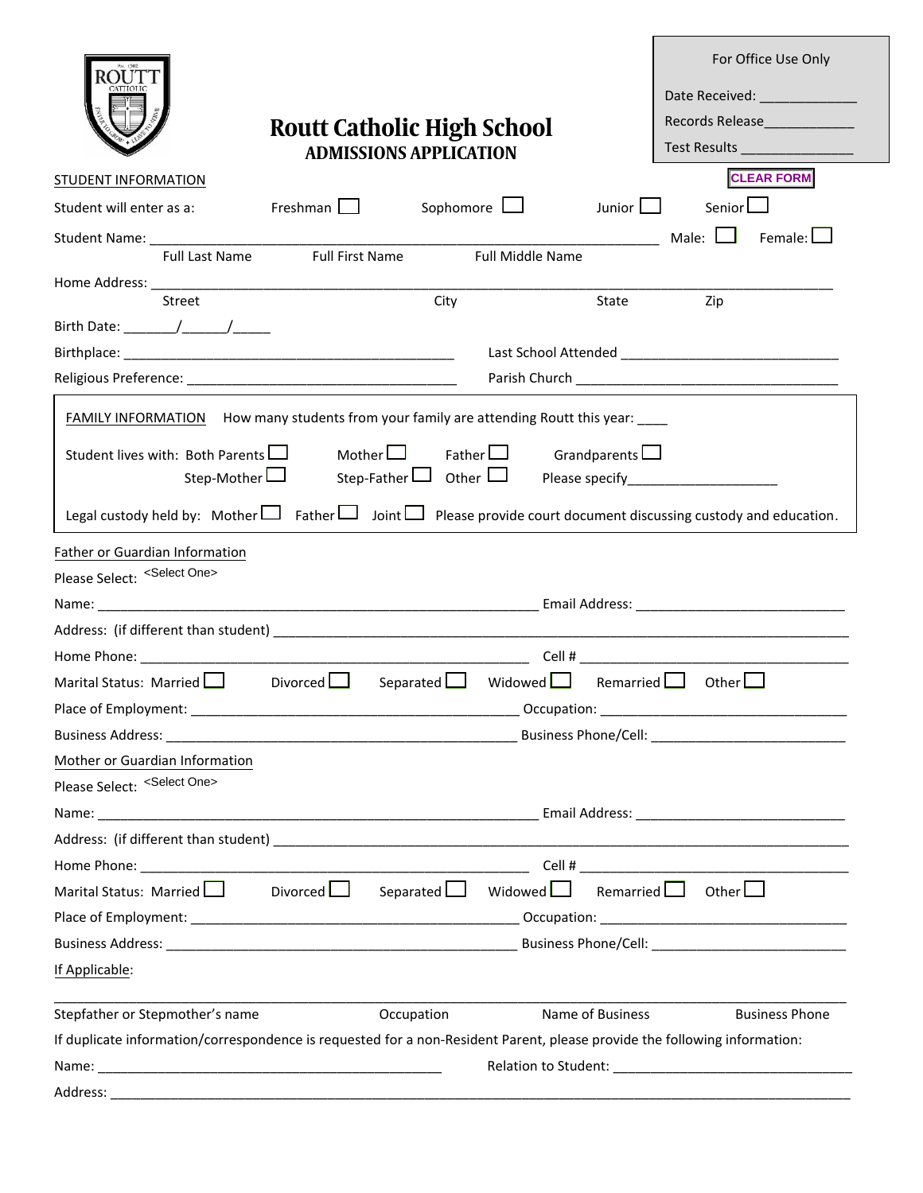# Routt Catholic High School

## ADMISSIONS APPLICATION

For Office Use Only

Date Received: ____________

Records Release____________

Test Results ______________

CLEAR FORM

STUDENT INFORMATION

Student will enter as a: Freshman ☐ Sophomore ☐ Junior ☐ Senior ☐

Student Name: ________________________________________ Male: ☐ Female: ☐

Full Last Name Full First Name Full Middle Name

Home Address: ____________________________________________________________

Street City State Zip

Birth Date: _______/______/_____

Birthplace: ______________________________ Last School Attended ____________________________

Religious Preference: ______________________________ Parish Church ____________________________

FAMILY INFORMATION How many students from your family are attending Routt this year: ____

Student lives with: Both Parents ☐ Mother ☐ Father ☐ Grandparents ☐ Step-Mother ☐ Step-Father ☐ Other ☐ Please specify____________________

Legal custody held by: Mother ☐ Father ☐ Joint ☐ Please provide court document discussing custody and education.

Father or Guardian Information

Please Select: <Select One>

Name: ________________________________________ Email Address: ____________________________

Address: (if different than student) ____________________________________________________________

Home Phone: ____________________________________ Cell # ____________________________________

Marital Status: Married ☐ Divorced ☐ Separated ☐ Widowed ☐ Remarried ☐ Other ☐

Place of Employment: ______________________________ Occupation: ______________________________

Business Address: ______________________________ Business Phone/Cell: ____________________________

Mother or Guardian Information

Please Select: <Select One>

Name: ________________________________________ Email Address: ____________________________

Address: (if different than student) ____________________________________________________________

Home Phone: ____________________________________ Cell # ____________________________________

Marital Status: Married ☐ Divorced ☐ Separated ☐ Widowed ☐ Remarried ☐ Other ☐

Place of Employment: ______________________________ Occupation: ______________________________

Business Address: ______________________________ Business Phone/Cell: ____________________________

If Applicable:

____________________________________________________________________________________

Stepfather or Stepmother's name Occupation Name of Business Business Phone

If duplicate information/correspondence is requested for a non-Resident Parent, please provide the following information:

Name: ________________________________________ Relation to Student: ______________________________

Address: ____________________________________________________________________________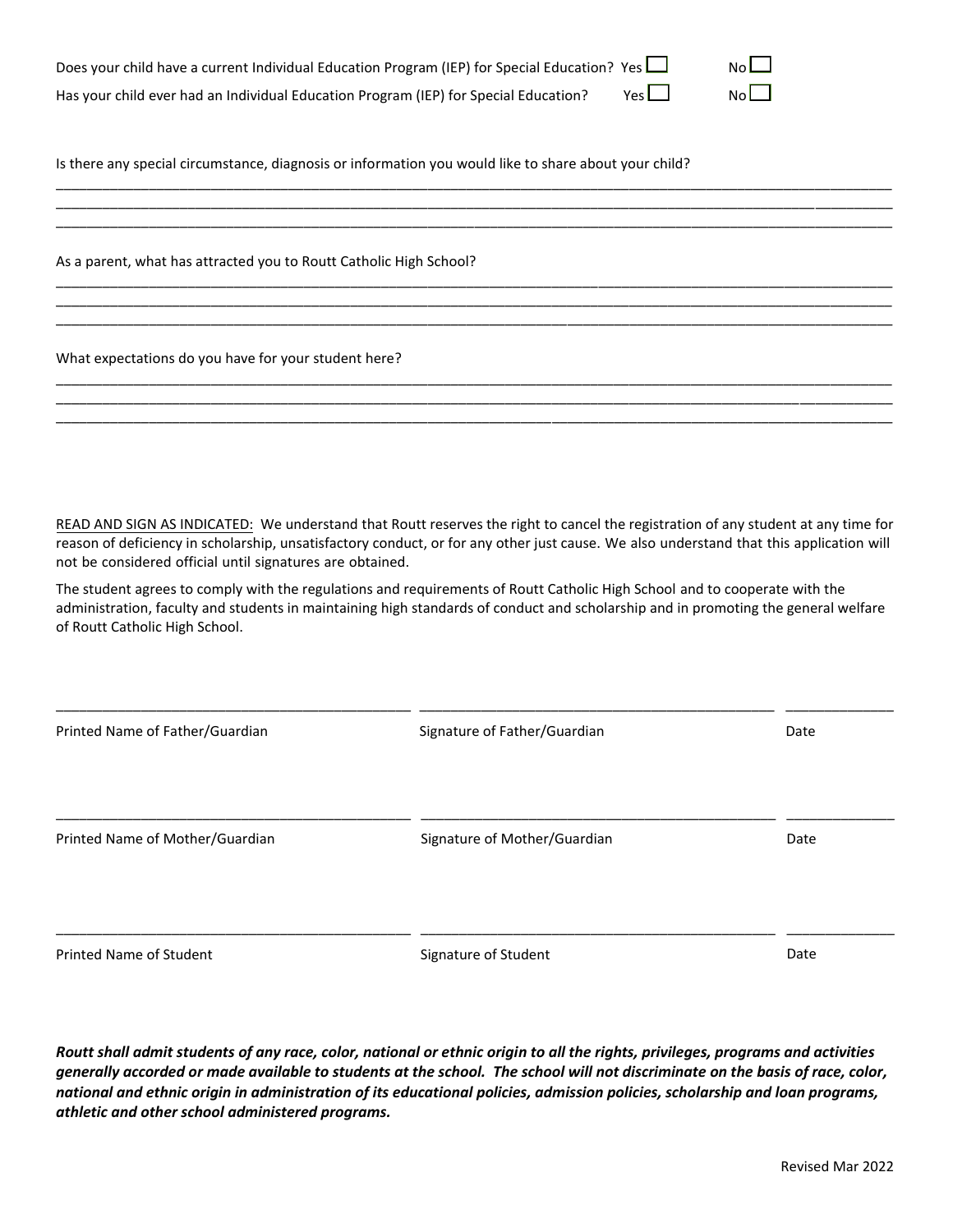Does your child have a current Individual Education Program (IEP) for Special Education? Yes ☐ No ☐

Has your child ever had an Individual Education Program (IEP) for Special Education? Yes ☐ No ☐

Is there any special circumstance, diagnosis or information you would like to share about your child?

\_\_\_\_\_\_\_\_\_\_\_\_\_\_\_\_\_\_\_\_\_\_\_\_\_\_\_\_\_\_\_\_\_\_\_\_\_\_\_\_\_\_\_\_\_\_\_\_\_\_\_\_\_\_\_\_\_\_\_\_\_\_\_\_\_\_\_\_\_\_\_\_\_\_\_\_\_\_

\_\_\_\_\_\_\_\_\_\_\_\_\_\_\_\_\_\_\_\_\_\_\_\_\_\_\_\_\_\_\_\_\_\_\_\_\_\_\_\_\_\_\_\_\_\_\_\_\_\_\_\_\_\_\_\_\_\_\_\_\_\_\_\_\_\_\_\_\_\_\_\_\_\_\_\_\_\_

\_\_\_\_\_\_\_\_\_\_\_\_\_\_\_\_\_\_\_\_\_\_\_\_\_\_\_\_\_\_\_\_\_\_\_\_\_\_\_\_\_\_\_\_\_\_\_\_\_\_\_\_\_\_\_\_\_\_\_\_\_\_\_\_\_\_\_\_\_\_\_\_\_\_\_\_\_\_

As a parent, what has attracted you to Routt Catholic High School?

\_\_\_\_\_\_\_\_\_\_\_\_\_\_\_\_\_\_\_\_\_\_\_\_\_\_\_\_\_\_\_\_\_\_\_\_\_\_\_\_\_\_\_\_\_\_\_\_\_\_\_\_\_\_\_\_\_\_\_\_\_\_\_\_\_\_\_\_\_\_\_\_\_\_\_\_\_\_

\_\_\_\_\_\_\_\_\_\_\_\_\_\_\_\_\_\_\_\_\_\_\_\_\_\_\_\_\_\_\_\_\_\_\_\_\_\_\_\_\_\_\_\_\_\_\_\_\_\_\_\_\_\_\_\_\_\_\_\_\_\_\_\_\_\_\_\_\_\_\_\_\_\_\_\_\_\_

\_\_\_\_\_\_\_\_\_\_\_\_\_\_\_\_\_\_\_\_\_\_\_\_\_\_\_\_\_\_\_\_\_\_\_\_\_\_\_\_\_\_\_\_\_\_\_\_\_\_\_\_\_\_\_\_\_\_\_\_\_\_\_\_\_\_\_\_\_\_\_\_\_\_\_\_\_\_

What expectations do you have for your student here?

\_\_\_\_\_\_\_\_\_\_\_\_\_\_\_\_\_\_\_\_\_\_\_\_\_\_\_\_\_\_\_\_\_\_\_\_\_\_\_\_\_\_\_\_\_\_\_\_\_\_\_\_\_\_\_\_\_\_\_\_\_\_\_\_\_\_\_\_\_\_\_\_\_\_\_\_\_\_

\_\_\_\_\_\_\_\_\_\_\_\_\_\_\_\_\_\_\_\_\_\_\_\_\_\_\_\_\_\_\_\_\_\_\_\_\_\_\_\_\_\_\_\_\_\_\_\_\_\_\_\_\_\_\_\_\_\_\_\_\_\_\_\_\_\_\_\_\_\_\_\_\_\_\_\_\_\_

\_\_\_\_\_\_\_\_\_\_\_\_\_\_\_\_\_\_\_\_\_\_\_\_\_\_\_\_\_\_\_\_\_\_\_\_\_\_\_\_\_\_\_\_\_\_\_\_\_\_\_\_\_\_\_\_\_\_\_\_\_\_\_\_\_\_\_\_\_\_\_\_\_\_\_\_\_\_

READ AND SIGN AS INDICATED: We understand that Routt reserves the right to cancel the registration of any student at any time for reason of deficiency in scholarship, unsatisfactory conduct, or for any other just cause. We also understand that this application will not be considered official until signatures are obtained.

The student agrees to comply with the regulations and requirements of Routt Catholic High School and to cooperate with the administration, faculty and students in maintaining high standards of conduct and scholarship and in promoting the general welfare of Routt Catholic High School.

| | | |
|---|---|---|
| \_\_\_\_\_\_\_\_\_\_\_\_\_\_\_\_\_\_\_\_ | \_\_\_\_\_\_\_\_\_\_\_\_\_\_\_\_\_\_\_\_ | \_\_\_\_\_\_\_\_ |
| Printed Name of Father/Guardian | Signature of Father/Guardian | Date |
| \_\_\_\_\_\_\_\_\_\_\_\_\_\_\_\_\_\_\_\_ | \_\_\_\_\_\_\_\_\_\_\_\_\_\_\_\_\_\_\_\_ | \_\_\_\_\_\_\_\_ |
| Printed Name of Mother/Guardian | Signature of Mother/Guardian | Date |
| \_\_\_\_\_\_\_\_\_\_\_\_\_\_\_\_\_\_\_\_ | \_\_\_\_\_\_\_\_\_\_\_\_\_\_\_\_\_\_\_\_ | \_\_\_\_\_\_\_\_ |
| Printed Name of Student | Signature of Student | Date |

***Routt shall admit students of any race, color, national or ethnic origin to all the rights, privileges, programs and activities generally accorded or made available to students at the school. The school will not discriminate on the basis of race, color, national and ethnic origin in administration of its educational policies, admission policies, scholarship and loan programs, athletic and other school administered programs.***

Revised Mar 2022